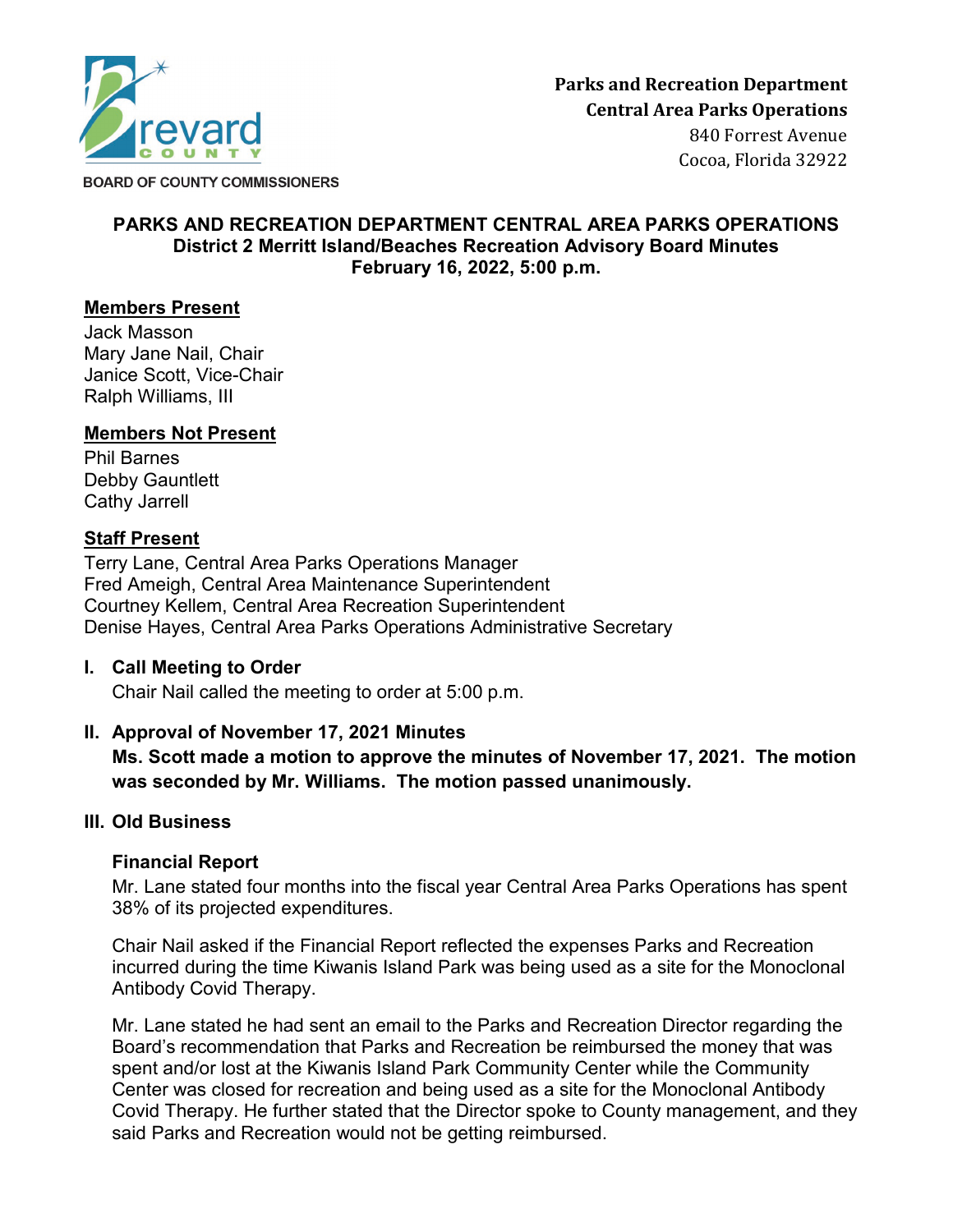BOARD OF COUNTY COMMISSIONERS

**Parks and Recreation Department**
**Central Area Parks Operations**
840 Forrest Avenue
Cocoa, Florida 32922

# PARKS AND RECREATION DEPARTMENT CENTRAL AREA PARKS OPERATIONS
## District 2 Merritt Island/Beaches Recreation Advisory Board Minutes
## February 16, 2022, 5:00 p.m.

**Members Present**

Jack Masson
Mary Jane Nail, Chair
Janice Scott, Vice-Chair
Ralph Williams, III

**Members Not Present**

Phil Barnes
Debby Gauntlett
Cathy Jarrell

**Staff Present**

Terry Lane, Central Area Parks Operations Manager
Fred Ameigh, Central Area Maintenance Superintendent
Courtney Kellem, Central Area Recreation Superintendent
Denise Hayes, Central Area Parks Operations Administrative Secretary

### I. Call Meeting to Order

Chair Nail called the meeting to order at 5:00 p.m.

### II. Approval of November 17, 2021 Minutes

**Ms. Scott made a motion to approve the minutes of November 17, 2021. The motion was seconded by Mr. Williams. The motion passed unanimously.**

### III. Old Business

**Financial Report**

Mr. Lane stated four months into the fiscal year Central Area Parks Operations has spent 38% of its projected expenditures.

Chair Nail asked if the Financial Report reflected the expenses Parks and Recreation incurred during the time Kiwanis Island Park was being used as a site for the Monoclonal Antibody Covid Therapy.

Mr. Lane stated he had sent an email to the Parks and Recreation Director regarding the Board's recommendation that Parks and Recreation be reimbursed the money that was spent and/or lost at the Kiwanis Island Park Community Center while the Community Center was closed for recreation and being used as a site for the Monoclonal Antibody Covid Therapy. He further stated that the Director spoke to County management, and they said Parks and Recreation would not be getting reimbursed.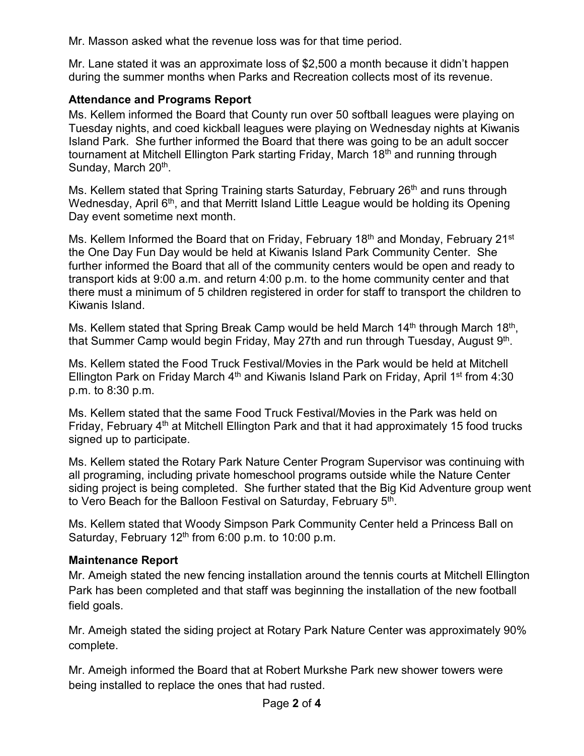Mr. Masson asked what the revenue loss was for that time period.

Mr. Lane stated it was an approximate loss of $2,500 a month because it didn't happen during the summer months when Parks and Recreation collects most of its revenue.

### Attendance and Programs Report

Ms. Kellem informed the Board that County run over 50 softball leagues were playing on Tuesday nights, and coed kickball leagues were playing on Wednesday nights at Kiwanis Island Park. She further informed the Board that there was going to be an adult soccer tournament at Mitchell Ellington Park starting Friday, March 18th and running through Sunday, March 20th.

Ms. Kellem stated that Spring Training starts Saturday, February 26th and runs through Wednesday, April 6th, and that Merritt Island Little League would be holding its Opening Day event sometime next month.

Ms. Kellem Informed the Board that on Friday, February 18th and Monday, February 21st the One Day Fun Day would be held at Kiwanis Island Park Community Center. She further informed the Board that all of the community centers would be open and ready to transport kids at 9:00 a.m. and return 4:00 p.m. to the home community center and that there must a minimum of 5 children registered in order for staff to transport the children to Kiwanis Island.

Ms. Kellem stated that Spring Break Camp would be held March 14th through March 18th, that Summer Camp would begin Friday, May 27th and run through Tuesday, August 9th.

Ms. Kellem stated the Food Truck Festival/Movies in the Park would be held at Mitchell Ellington Park on Friday March 4th and Kiwanis Island Park on Friday, April 1st from 4:30 p.m. to 8:30 p.m.

Ms. Kellem stated that the same Food Truck Festival/Movies in the Park was held on Friday, February 4th at Mitchell Ellington Park and that it had approximately 15 food trucks signed up to participate.

Ms. Kellem stated the Rotary Park Nature Center Program Supervisor was continuing with all programing, including private homeschool programs outside while the Nature Center siding project is being completed. She further stated that the Big Kid Adventure group went to Vero Beach for the Balloon Festival on Saturday, February 5th.

Ms. Kellem stated that Woody Simpson Park Community Center held a Princess Ball on Saturday, February 12th from 6:00 p.m. to 10:00 p.m.

### Maintenance Report

Mr. Ameigh stated the new fencing installation around the tennis courts at Mitchell Ellington Park has been completed and that staff was beginning the installation of the new football field goals.

Mr. Ameigh stated the siding project at Rotary Park Nature Center was approximately 90% complete.

Mr. Ameigh informed the Board that at Robert Murkshe Park new shower towers were being installed to replace the ones that had rusted.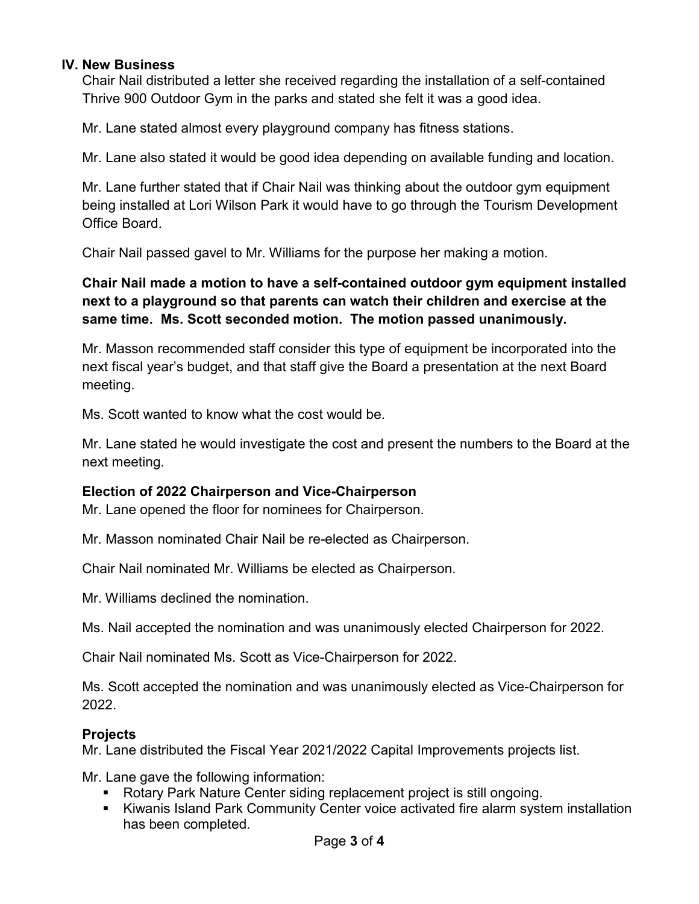## IV. New Business

Chair Nail distributed a letter she received regarding the installation of a self-contained Thrive 900 Outdoor Gym in the parks and stated she felt it was a good idea.

Mr. Lane stated almost every playground company has fitness stations.

Mr. Lane also stated it would be good idea depending on available funding and location.

Mr. Lane further stated that if Chair Nail was thinking about the outdoor gym equipment being installed at Lori Wilson Park it would have to go through the Tourism Development Office Board.

Chair Nail passed gavel to Mr. Williams for the purpose her making a motion.

**Chair Nail made a motion to have a self-contained outdoor gym equipment installed next to a playground so that parents can watch their children and exercise at the same time. Ms. Scott seconded motion. The motion passed unanimously.**

Mr. Masson recommended staff consider this type of equipment be incorporated into the next fiscal year's budget, and that staff give the Board a presentation at the next Board meeting.

Ms. Scott wanted to know what the cost would be.

Mr. Lane stated he would investigate the cost and present the numbers to the Board at the next meeting.

### Election of 2022 Chairperson and Vice-Chairperson

Mr. Lane opened the floor for nominees for Chairperson.

Mr. Masson nominated Chair Nail be re-elected as Chairperson.

Chair Nail nominated Mr. Williams be elected as Chairperson.

Mr. Williams declined the nomination.

Ms. Nail accepted the nomination and was unanimously elected Chairperson for 2022.

Chair Nail nominated Ms. Scott as Vice-Chairperson for 2022.

Ms. Scott accepted the nomination and was unanimously elected as Vice-Chairperson for 2022.

### Projects

Mr. Lane distributed the Fiscal Year 2021/2022 Capital Improvements projects list.

Mr. Lane gave the following information:

- Rotary Park Nature Center siding replacement project is still ongoing.
- Kiwanis Island Park Community Center voice activated fire alarm system installation has been completed.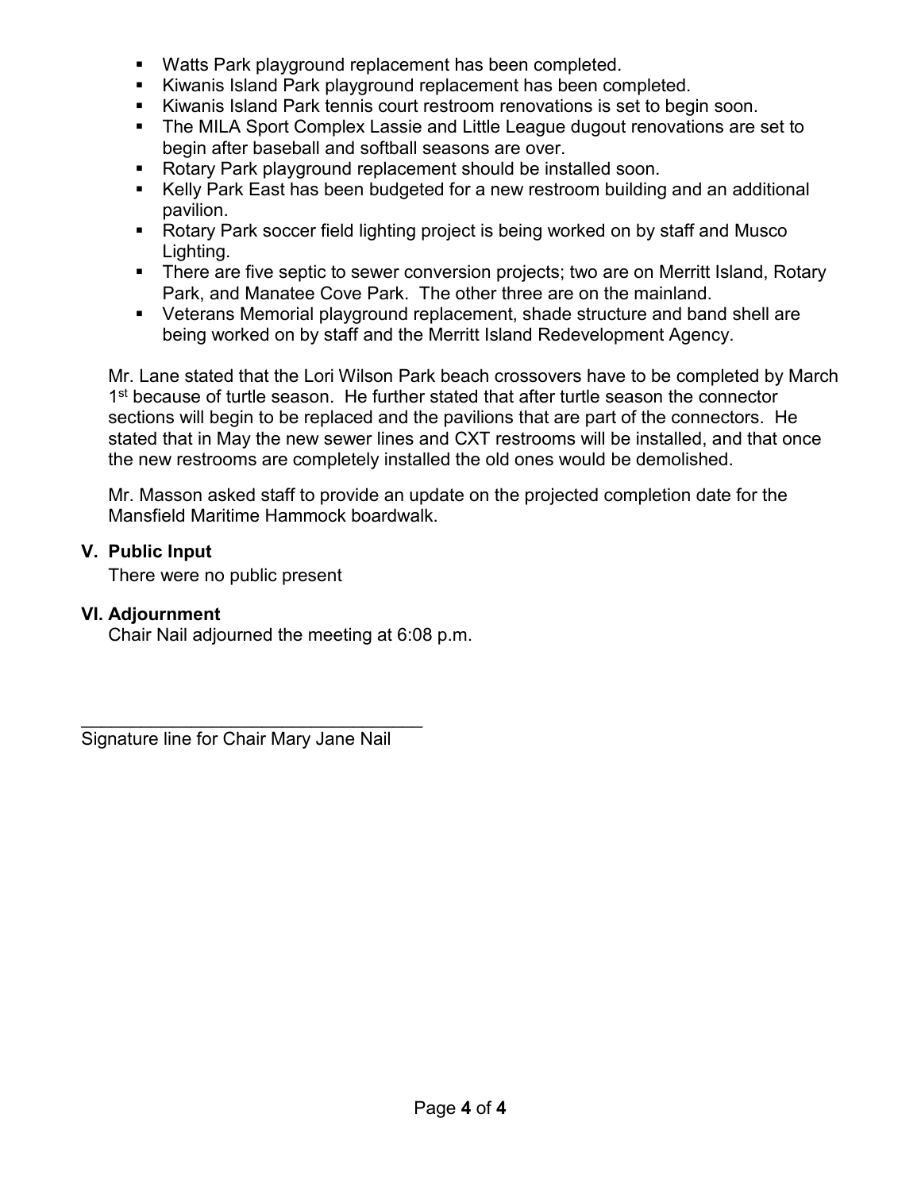- Watts Park playground replacement has been completed.
- Kiwanis Island Park playground replacement has been completed.
- Kiwanis Island Park tennis court restroom renovations is set to begin soon.
- The MILA Sport Complex Lassie and Little League dugout renovations are set to begin after baseball and softball seasons are over.
- Rotary Park playground replacement should be installed soon.
- Kelly Park East has been budgeted for a new restroom building and an additional pavilion.
- Rotary Park soccer field lighting project is being worked on by staff and Musco Lighting.
- There are five septic to sewer conversion projects; two are on Merritt Island, Rotary Park, and Manatee Cove Park. The other three are on the mainland.
- Veterans Memorial playground replacement, shade structure and band shell are being worked on by staff and the Merritt Island Redevelopment Agency.

Mr. Lane stated that the Lori Wilson Park beach crossovers have to be completed by March 1st because of turtle season. He further stated that after turtle season the connector sections will begin to be replaced and the pavilions that are part of the connectors. He stated that in May the new sewer lines and CXT restrooms will be installed, and that once the new restrooms are completely installed the old ones would be demolished.

Mr. Masson asked staff to provide an update on the projected completion date for the Mansfield Maritime Hammock boardwalk.

## V. Public Input

There were no public present

## VI. Adjournment

Chair Nail adjourned the meeting at 6:08 p.m.

\_\_\_\_\_\_\_\_\_\_\_\_\_\_\_\_\_\_\_\_\_\_\_\_\_\_\_\_\_\_\_\_\_\_\_\_

Signature line for Chair Mary Jane Nail